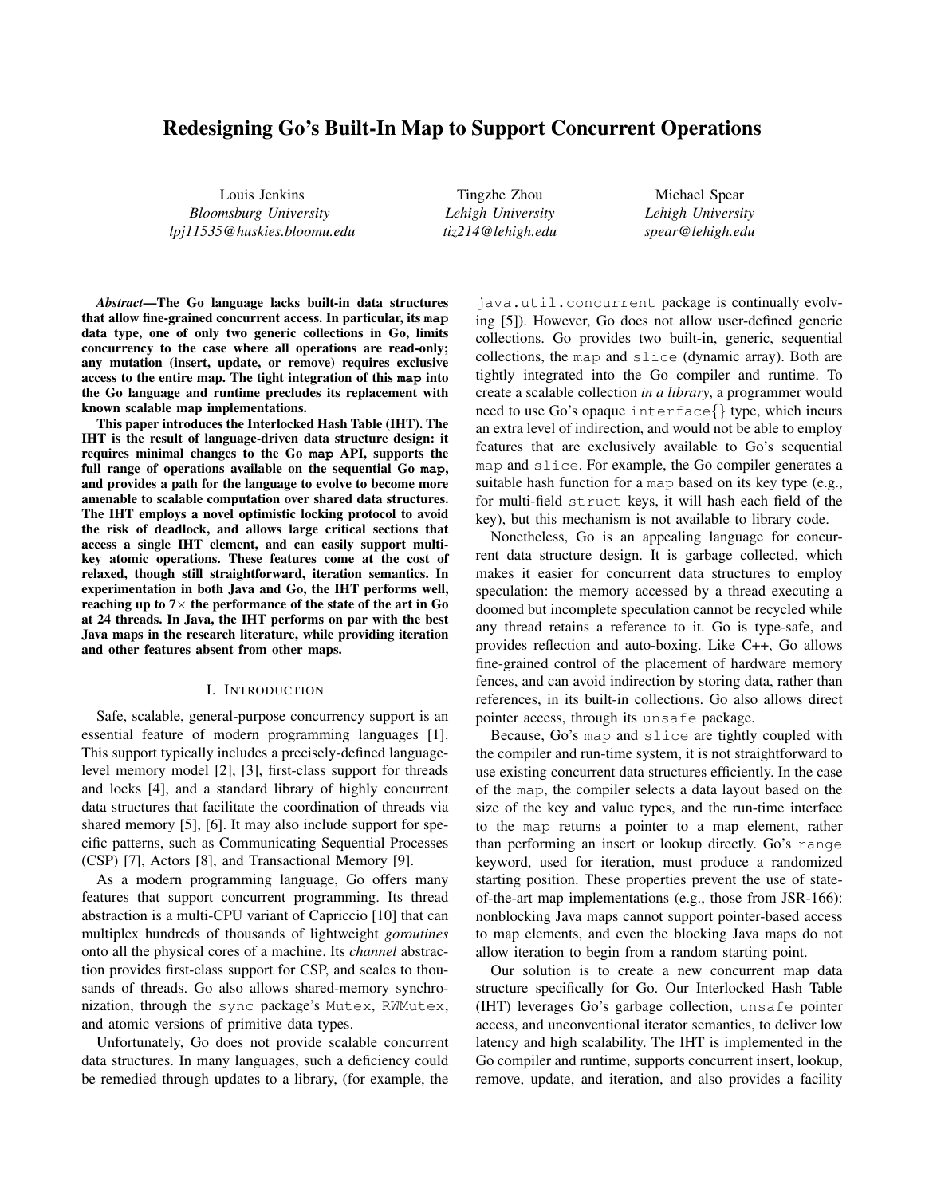# Redesigning Go's Built-In Map to Support Concurrent Operations

Louis Jenkins
*Bloomsburg University*
*lpj11535@huskies.bloomu.edu*

Tingzhe Zhou
*Lehigh University*
*tiz214@lehigh.edu*

Michael Spear
*Lehigh University*
*spear@lehigh.edu*

***Abstract*—The Go language lacks built-in data structures that allow fine-grained concurrent access. In particular, its `map` data type, one of only two generic collections in Go, limits concurrency to the case where all operations are read-only; any mutation (insert, update, or remove) requires exclusive access to the entire map. The tight integration of this `map` into the Go language and runtime precludes its replacement with known scalable map implementations.**

**This paper introduces the Interlocked Hash Table (IHT). The IHT is the result of language-driven data structure design: it requires minimal changes to the Go `map` API, supports the full range of operations available on the sequential Go `map`, and provides a path for the language to evolve to become more amenable to scalable computation over shared data structures. The IHT employs a novel optimistic locking protocol to avoid the risk of deadlock, and allows large critical sections that access a single IHT element, and can easily support multi-key atomic operations. These features come at the cost of relaxed, though still straightforward, iteration semantics. In experimentation in both Java and Go, the IHT performs well, reaching up to 7× the performance of the state of the art in Go at 24 threads. In Java, the IHT performs on par with the best Java maps in the research literature, while providing iteration and other features absent from other maps.**

## I. Introduction

Safe, scalable, general-purpose concurrency support is an essential feature of modern programming languages [1]. This support typically includes a precisely-defined language-level memory model [2], [3], first-class support for threads and locks [4], and a standard library of highly concurrent data structures that facilitate the coordination of threads via shared memory [5], [6]. It may also include support for specific patterns, such as Communicating Sequential Processes (CSP) [7], Actors [8], and Transactional Memory [9].

As a modern programming language, Go offers many features that support concurrent programming. Its thread abstraction is a multi-CPU variant of Capriccio [10] that can multiplex hundreds of thousands of lightweight *goroutines* onto all the physical cores of a machine. Its *channel* abstraction provides first-class support for CSP, and scales to thousands of threads. Go also allows shared-memory synchronization, through the `sync` package's `Mutex`, `RWMutex`, and atomic versions of primitive data types.

Unfortunately, Go does not provide scalable concurrent data structures. In many languages, such a deficiency could be remedied through updates to a library, (for example, the `java.util.concurrent` package is continually evolving [5]). However, Go does not allow user-defined generic collections. Go provides two built-in, generic, sequential collections, the `map` and `slice` (dynamic array). Both are tightly integrated into the Go compiler and runtime. To create a scalable collection *in a library*, a programmer would need to use Go's opaque `interface{}` type, which incurs an extra level of indirection, and would not be able to employ features that are exclusively available to Go's sequential `map` and `slice`. For example, the Go compiler generates a suitable hash function for a `map` based on its key type (e.g., for multi-field `struct` keys, it will hash each field of the key), but this mechanism is not available to library code.

Nonetheless, Go is an appealing language for concurrent data structure design. It is garbage collected, which makes it easier for concurrent data structures to employ speculation: the memory accessed by a thread executing a doomed but incomplete speculation cannot be recycled while any thread retains a reference to it. Go is type-safe, and provides reflection and auto-boxing. Like C++, Go allows fine-grained control of the placement of hardware memory fences, and can avoid indirection by storing data, rather than references, in its built-in collections. Go also allows direct pointer access, through its `unsafe` package.

Because, Go's `map` and `slice` are tightly coupled with the compiler and run-time system, it is not straightforward to use existing concurrent data structures efficiently. In the case of the `map`, the compiler selects a data layout based on the size of the key and value types, and the run-time interface to the `map` returns a pointer to a map element, rather than performing an insert or lookup directly. Go's `range` keyword, used for iteration, must produce a randomized starting position. These properties prevent the use of state-of-the-art map implementations (e.g., those from JSR-166): nonblocking Java maps cannot support pointer-based access to map elements, and even the blocking Java maps do not allow iteration to begin from a random starting point.

Our solution is to create a new concurrent map data structure specifically for Go. Our Interlocked Hash Table (IHT) leverages Go's garbage collection, `unsafe` pointer access, and unconventional iterator semantics, to deliver low latency and high scalability. The IHT is implemented in the Go compiler and runtime, supports concurrent insert, lookup, remove, update, and iteration, and also provides a facility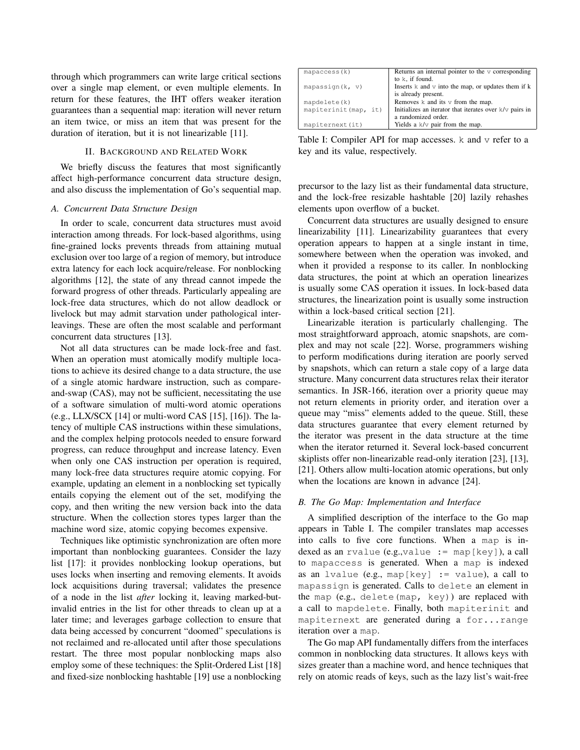through which programmers can write large critical sections over a single map element, or even multiple elements. In return for these features, the IHT offers weaker iteration guarantees than a sequential map: iteration will never return an item twice, or miss an item that was present for the duration of iteration, but it is not linearizable [11].

## II. Background and Related Work

We briefly discuss the features that most significantly affect high-performance concurrent data structure design, and also discuss the implementation of Go's sequential map.

### A. Concurrent Data Structure Design

In order to scale, concurrent data structures must avoid interaction among threads. For lock-based algorithms, using fine-grained locks prevents threads from attaining mutual exclusion over too large of a region of memory, but introduce extra latency for each lock acquire/release. For nonblocking algorithms [12], the state of any thread cannot impede the forward progress of other threads. Particularly appealing are lock-free data structures, which do not allow deadlock or livelock but may admit starvation under pathological interleavings. These are often the most scalable and performant concurrent data structures [13].

Not all data structures can be made lock-free and fast. When an operation must atomically modify multiple locations to achieve its desired change to a data structure, the use of a single atomic hardware instruction, such as compare-and-swap (CAS), may not be sufficient, necessitating the use of a software simulation of multi-word atomic operations (e.g., LLX/SCX [14] or multi-word CAS [15], [16]). The latency of multiple CAS instructions within these simulations, and the complex helping protocols needed to ensure forward progress, can reduce throughput and increase latency. Even when only one CAS instruction per operation is required, many lock-free data structures require atomic copying. For example, updating an element in a nonblocking set typically entails copying the element out of the set, modifying the copy, and then writing the new version back into the data structure. When the collection stores types larger than the machine word size, atomic copying becomes expensive.

Techniques like optimistic synchronization are often more important than nonblocking guarantees. Consider the lazy list [17]: it provides nonblocking lookup operations, but uses locks when inserting and removing elements. It avoids lock acquisitions during traversal; validates the presence of a node in the list *after* locking it, leaving marked-but-invalid entries in the list for other threads to clean up at a later time; and leverages garbage collection to ensure that data being accessed by concurrent "doomed" speculations is not reclaimed and re-allocated until after those speculations restart. The three most popular nonblocking maps also employ some of these techniques: the Split-Ordered List [18] and fixed-size nonblocking hashtable [19] use a nonblocking precursor to the lazy list as their fundamental data structure, and the lock-free resizable hashtable [20] lazily rehashes elements upon overflow of a bucket.

Concurrent data structures are usually designed to ensure linearizability [11]. Linearizability guarantees that every operation appears to happen at a single instant in time, somewhere between when the operation was invoked, and when it provided a response to its caller. In nonblocking data structures, the point at which an operation linearizes is usually some CAS operation it issues. In lock-based data structures, the linearization point is usually some instruction within a lock-based critical section [21].

Linearizable iteration is particularly challenging. The most straightforward approach, atomic snapshots, are complex and may not scale [22]. Worse, programmers wishing to perform modifications during iteration are poorly served by snapshots, which can return a stale copy of a large data structure. Many concurrent data structures relax their iterator semantics. In JSR-166, iteration over a priority queue may not return elements in priority order, and iteration over a queue may "miss" elements added to the queue. Still, these data structures guarantee that every element returned by the iterator was present in the data structure at the time when the iterator returned it. Several lock-based concurrent skiplists offer non-linearizable read-only iteration [23], [13], [21]. Others allow multi-location atomic operations, but only when the locations are known in advance [24].

### B. The Go Map: Implementation and Interface

| | |
|---|---|
| `mapaccess(k)` | Returns an internal pointer to the `v` corresponding to `k`, if found. |
| `mapassign(k, v)` | Inserts `k` and `v` into the map, or updates them if `k` is already present. |
| `mapdelete(k)` | Removes `k` and its `v` from the map. |
| `mapiterinit(map, it)` | Initializes an iterator that iterates over `k`/`v` pairs in a randomized order. |
| `mapiternext(it)` | Yields a `k`/`v` pair from the map. |

Table I: Compiler API for map accesses. `k` and `v` refer to a key and its value, respectively.

A simplified description of the interface to the Go map appears in Table I. The compiler translates map accesses into calls to five core functions. When a `map` is indexed as an `rvalue` (e.g.,`value := map[key]`), a call to `mapaccess` is generated. When a `map` is indexed as an `lvalue` (e.g., `map[key] := value`), a call to `mapassign` is generated. Calls to `delete` an element in the `map` (e.g., `delete(map, key)`) are replaced with a call to `mapdelete`. Finally, both `mapiterinit` and `mapiternext` are generated during a `for...range` iteration over a `map`.

The Go map API fundamentally differs from the interfaces common in nonblocking data structures. It allows keys with sizes greater than a machine word, and hence techniques that rely on atomic reads of keys, such as the lazy list's wait-free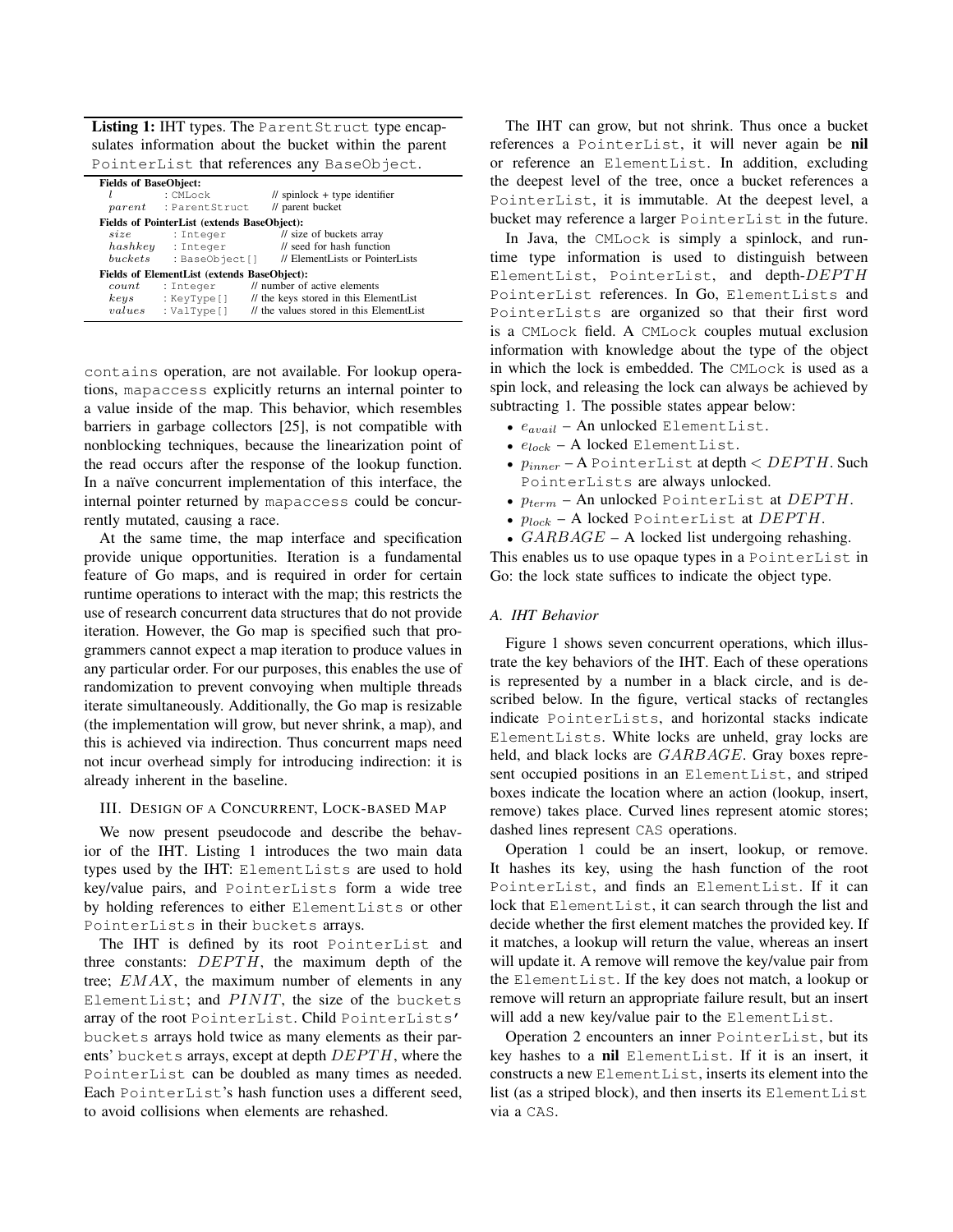**Listing 1:** IHT types. The `ParentStruct` type encapsulates information about the bucket within the parent `PointerList` that references any `BaseObject`.

```
Fields of BaseObject:
  l        : CMLock           // spinlock + type identifier
  parent   : ParentStruct     // parent bucket
Fields of PointerList (extends BaseObject):
  size     : Integer          // size of buckets array
  hashkey  : Integer          // seed for hash function
  buckets  : BaseObject[]     // ElementLists or PointerLists
Fields of ElementList (extends BaseObject):
  count    : Integer          // number of active elements
  keys     : KeyType[]        // the keys stored in this ElementList
  values   : ValType[]        // the values stored in this ElementList
```

contains operation, are not available. For lookup operations, mapaccess explicitly returns an internal pointer to a value inside of the map. This behavior, which resembles barriers in garbage collectors [25], is not compatible with nonblocking techniques, because the linearization point of the read occurs after the response of the lookup function. In a naïve concurrent implementation of this interface, the internal pointer returned by mapaccess could be concurrently mutated, causing a race.

At the same time, the map interface and specification provide unique opportunities. Iteration is a fundamental feature of Go maps, and is required in order for certain runtime operations to interact with the map; this restricts the use of research concurrent data structures that do not provide iteration. However, the Go map is specified such that programmers cannot expect a map iteration to produce values in any particular order. For our purposes, this enables the use of randomization to prevent convoying when multiple threads iterate simultaneously. Additionally, the Go map is resizable (the implementation will grow, but never shrink, a map), and this is achieved via indirection. Thus concurrent maps need not incur overhead simply for introducing indirection: it is already inherent in the baseline.

## III. Design of a Concurrent, Lock-based Map

We now present pseudocode and describe the behavior of the IHT. Listing 1 introduces the two main data types used by the IHT: ElementLists are used to hold key/value pairs, and PointerLists form a wide tree by holding references to either ElementLists or other PointerLists in their buckets arrays.

The IHT is defined by its root PointerList and three constants: $DEPTH$, the maximum depth of the tree; $EMAX$, the maximum number of elements in any ElementList; and $PINIT$, the size of the buckets array of the root PointerList. Child PointerLists' buckets arrays hold twice as many elements as their parents' buckets arrays, except at depth $DEPTH$, where the PointerList can be doubled as many times as needed. Each PointerList's hash function uses a different seed, to avoid collisions when elements are rehashed.

The IHT can grow, but not shrink. Thus once a bucket references a PointerList, it will never again be **nil** or reference an ElementList. In addition, excluding the deepest level of the tree, once a bucket references a PointerList, it is immutable. At the deepest level, a bucket may reference a larger PointerList in the future.

In Java, the CMLock is simply a spinlock, and runtime type information is used to distinguish between ElementList, PointerList, and depth-$DEPTH$ PointerList references. In Go, ElementLists and PointerLists are organized so that their first word is a CMLock field. A CMLock couples mutual exclusion information with knowledge about the type of the object in which the lock is embedded. The CMLock is used as a spin lock, and releasing the lock can always be achieved by subtracting 1. The possible states appear below:

- $e_{avail}$ – An unlocked ElementList.
- $e_{lock}$ – A locked ElementList.
- $p_{inner}$ – A PointerList at depth $< DEPTH$. Such PointerLists are always unlocked.
- $p_{term}$ – An unlocked PointerList at $DEPTH$.
- $p_{lock}$ – A locked PointerList at $DEPTH$.
- $GARBAGE$ – A locked list undergoing rehashing.

This enables us to use opaque types in a PointerList in Go: the lock state suffices to indicate the object type.

### A. IHT Behavior

Figure 1 shows seven concurrent operations, which illustrate the key behaviors of the IHT. Each of these operations is represented by a number in a black circle, and is described below. In the figure, vertical stacks of rectangles indicate PointerLists, and horizontal stacks indicate ElementLists. White locks are unheld, gray locks are held, and black locks are $GARBAGE$. Gray boxes represent occupied positions in an ElementList, and striped boxes indicate the location where an action (lookup, insert, remove) takes place. Curved lines represent atomic stores; dashed lines represent CAS operations.

Operation 1 could be an insert, lookup, or remove. It hashes its key, using the hash function of the root PointerList, and finds an ElementList. If it can lock that ElementList, it can search through the list and decide whether the first element matches the provided key. If it matches, a lookup will return the value, whereas an insert will update it. A remove will remove the key/value pair from the ElementList. If the key does not match, a lookup or remove will return an appropriate failure result, but an insert will add a new key/value pair to the ElementList.

Operation 2 encounters an inner PointerList, but its key hashes to a **nil** ElementList. If it is an insert, it constructs a new ElementList, inserts its element into the list (as a striped block), and then inserts its ElementList via a CAS.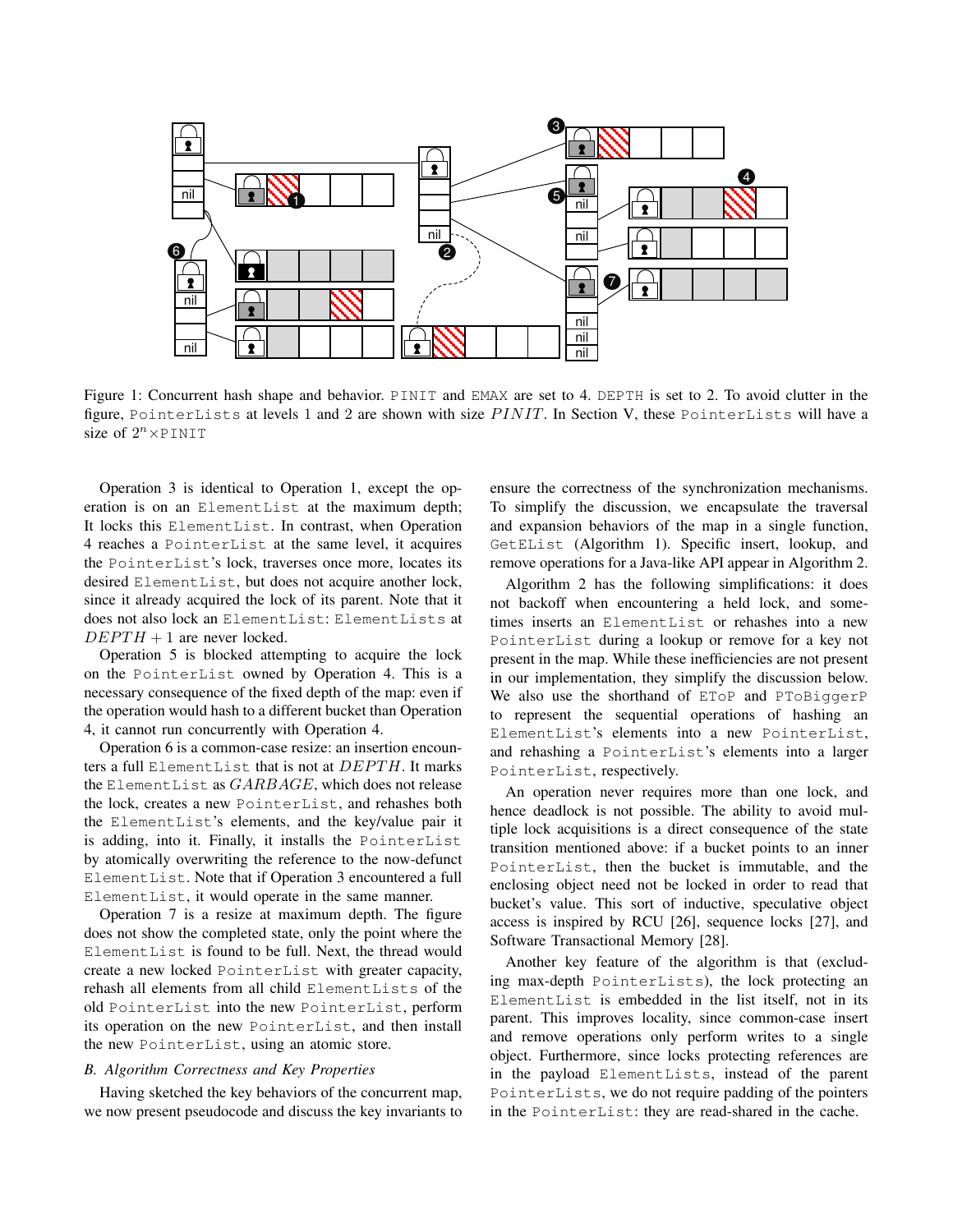Figure 1: Concurrent hash shape and behavior. PINIT and EMAX are set to 4. DEPTH is set to 2. To avoid clutter in the figure, PointerLists at levels 1 and 2 are shown with size $PINIT$. In Section V, these PointerLists will have a size of $2^n \times$PINIT

Operation 3 is identical to Operation 1, except the operation is on an ElementList at the maximum depth; It locks this ElementList. In contrast, when Operation 4 reaches a PointerList at the same level, it acquires the PointerList's lock, traverses once more, locates its desired ElementList, but does not acquire another lock, since it already acquired the lock of its parent. Note that it does not also lock an ElementList: ElementLists at $DEPTH + 1$ are never locked.

Operation 5 is blocked attempting to acquire the lock on the PointerList owned by Operation 4. This is a necessary consequence of the fixed depth of the map: even if the operation would hash to a different bucket than Operation 4, it cannot run concurrently with Operation 4.

Operation 6 is a common-case resize: an insertion encounters a full ElementList that is not at $DEPTH$. It marks the ElementList as $GARBAGE$, which does not release the lock, creates a new PointerList, and rehashes both the ElementList's elements, and the key/value pair it is adding, into it. Finally, it installs the PointerList by atomically overwriting the reference to the now-defunct ElementList. Note that if Operation 3 encountered a full ElementList, it would operate in the same manner.

Operation 7 is a resize at maximum depth. The figure does not show the completed state, only the point where the ElementList is found to be full. Next, the thread would create a new locked PointerList with greater capacity, rehash all elements from all child ElementLists of the old PointerList into the new PointerList, perform its operation on the new PointerList, and then install the new PointerList, using an atomic store.

### *B. Algorithm Correctness and Key Properties*

Having sketched the key behaviors of the concurrent map, we now present pseudocode and discuss the key invariants to ensure the correctness of the synchronization mechanisms. To simplify the discussion, we encapsulate the traversal and expansion behaviors of the map in a single function, GetEList (Algorithm 1). Specific insert, lookup, and remove operations for a Java-like API appear in Algorithm 2.

Algorithm 2 has the following simplifications: it does not backoff when encountering a held lock, and sometimes inserts an ElementList or rehashes into a new PointerList during a lookup or remove for a key not present in the map. While these inefficiencies are not present in our implementation, they simplify the discussion below. We also use the shorthand of EToP and PToBiggerP to represent the sequential operations of hashing an ElementList's elements into a new PointerList, and rehashing a PointerList's elements into a larger PointerList, respectively.

An operation never requires more than one lock, and hence deadlock is not possible. The ability to avoid multiple lock acquisitions is a direct consequence of the state transition mentioned above: if a bucket points to an inner PointerList, then the bucket is immutable, and the enclosing object need not be locked in order to read that bucket's value. This sort of inductive, speculative object access is inspired by RCU [26], sequence locks [27], and Software Transactional Memory [28].

Another key feature of the algorithm is that (excluding max-depth PointerLists), the lock protecting an ElementList is embedded in the list itself, not in its parent. This improves locality, since common-case insert and remove operations only perform writes to a single object. Furthermore, since locks protecting references are in the payload ElementLists, instead of the parent PointerLists, we do not require padding of the pointers in the PointerList: they are read-shared in the cache.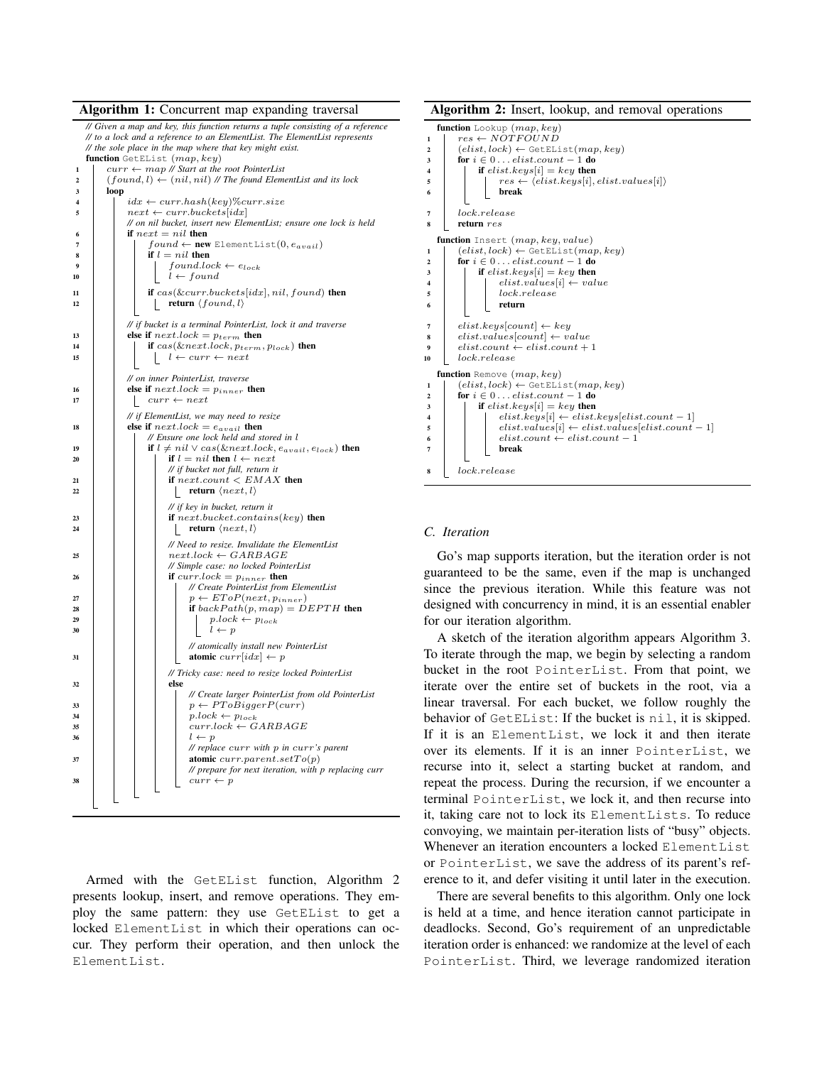**Algorithm 1:** Concurrent map expanding traversal

```
// Given a map and key, this function returns a tuple consisting of a reference
// to a lock and a reference to an ElementList. The ElementList represents
// the sole place in the map where that key might exist.
function GetEList (map, key)
1   curr ← map // Start at the root PointerList
2   (found, l) ← (nil, nil) // The found ElementList and its lock
3   loop
4       idx ← curr.hash(key)%curr.size
5       next ← curr.buckets[idx]
        // on nil bucket, insert new ElementList; ensure one lock is held
6       if next = nil then
7           found ← new ElementList(0, e_avail)
8           if l = nil then
9               found.lock ← e_lock
10              l ← found
11          if cas(&curr.buckets[idx], nil, found) then
12              return ⟨found, l⟩
        // if bucket is a terminal PointerList, lock it and traverse
13      else if next.lock = p_term then
14          if cas(&next.lock, p_term, p_lock) then
15              l ← curr ← next
        // on inner PointerList, traverse
16      else if next.lock = p_inner then
17          curr ← next
        // if ElementList, we may need to resize
18      else if next.lock = e_avail then
            // Ensure one lock held and stored in l
19          if l ≠ nil ∨ cas(&next.lock, e_avail, e_lock) then
20              if l = nil then l ← next
                // if bucket not full, return it
21              if next.count < EMAX then
22                  return ⟨next, l⟩
                // if key in bucket, return it
23              if next.bucket.contains(key) then
24                  return ⟨next, l⟩
                // Need to resize. Invalidate the ElementList
25              next.lock ← GARBAGE
                // Simple case: no locked PointerList
26              if curr.lock = p_inner then
                    // Create PointerList from ElementList
27                  p ← EToP(next, p_inner)
28                  if backPath(p, map) = DEPTH then
29                      p.lock ← p_lock
30                      l ← p
                    // atomically install new PointerList
31                  atomic curr[idx] ← p
                // Tricky case: need to resize locked PointerList
32              else
                    // Create larger PointerList from old PointerList
33                  p ← PToBiggerP(curr)
34                  p.lock ← p_lock
35                  curr.lock ← GARBAGE
36                  l ← p
                    // replace curr with p in curr's parent
37                  atomic curr.parent.setTo(p)
                    // prepare for next iteration, with p replacing curr
38                  curr ← p
```

Armed with the GetEList function, Algorithm 2 presents lookup, insert, and remove operations. They employ the same pattern: they use GetEList to get a locked ElementList in which their operations can occur. They perform their operation, and then unlock the ElementList.

**Algorithm 2:** Insert, lookup, and removal operations

```
function Lookup (map, key)
1   res ← NOTFOUND
2   (elist, lock) ← GetEList(map, key)
3   for i ∈ 0 ... elist.count − 1 do
4       if elist.keys[i] = key then
5           res ← ⟨elist.keys[i], elist.values[i]⟩
6           break
7   lock.release
8   return res

function Insert (map, key, value)
1   (elist, lock) ← GetEList(map, key)
2   for i ∈ 0 ... elist.count − 1 do
3       if elist.keys[i] = key then
4           elist.values[i] ← value
5           lock.release
6           return
7   elist.keys[count] ← key
8   elist.values[count] ← value
9   elist.count ← elist.count + 1
10  lock.release

function Remove (map, key)
1   (elist, lock) ← GetEList(map, key)
2   for i ∈ 0 ... elist.count − 1 do
3       if elist.keys[i] = key then
4           elist.keys[i] ← elist.keys[elist.count − 1]
5           elist.values[i] ← elist.values[elist.count − 1]
6           elist.count ← elist.count − 1
7           break
8   lock.release
```

### C. Iteration

Go's map supports iteration, but the iteration order is not guaranteed to be the same, even if the map is unchanged since the previous iteration. While this feature was not designed with concurrency in mind, it is an essential enabler for our iteration algorithm.

A sketch of the iteration algorithm appears Algorithm 3. To iterate through the map, we begin by selecting a random bucket in the root PointerList. From that point, we iterate over the entire set of buckets in the root, via a linear traversal. For each bucket, we follow roughly the behavior of GetEList: If the bucket is nil, it is skipped. If it is an ElementList, we lock it and then iterate over its elements. If it is an inner PointerList, we recurse into it, select a starting bucket at random, and repeat the process. During the recursion, if we encounter a terminal PointerList, we lock it, and then recurse into it, taking care not to lock its ElementLists. To reduce convoying, we maintain per-iteration lists of "busy" objects. Whenever an iteration encounters a locked ElementList or PointerList, we save the address of its parent's reference to it, and defer visiting it until later in the execution.

There are several benefits to this algorithm. Only one lock is held at a time, and hence iteration cannot participate in deadlocks. Second, Go's requirement of an unpredictable iteration order is enhanced: we randomize at the level of each PointerList. Third, we leverage randomized iteration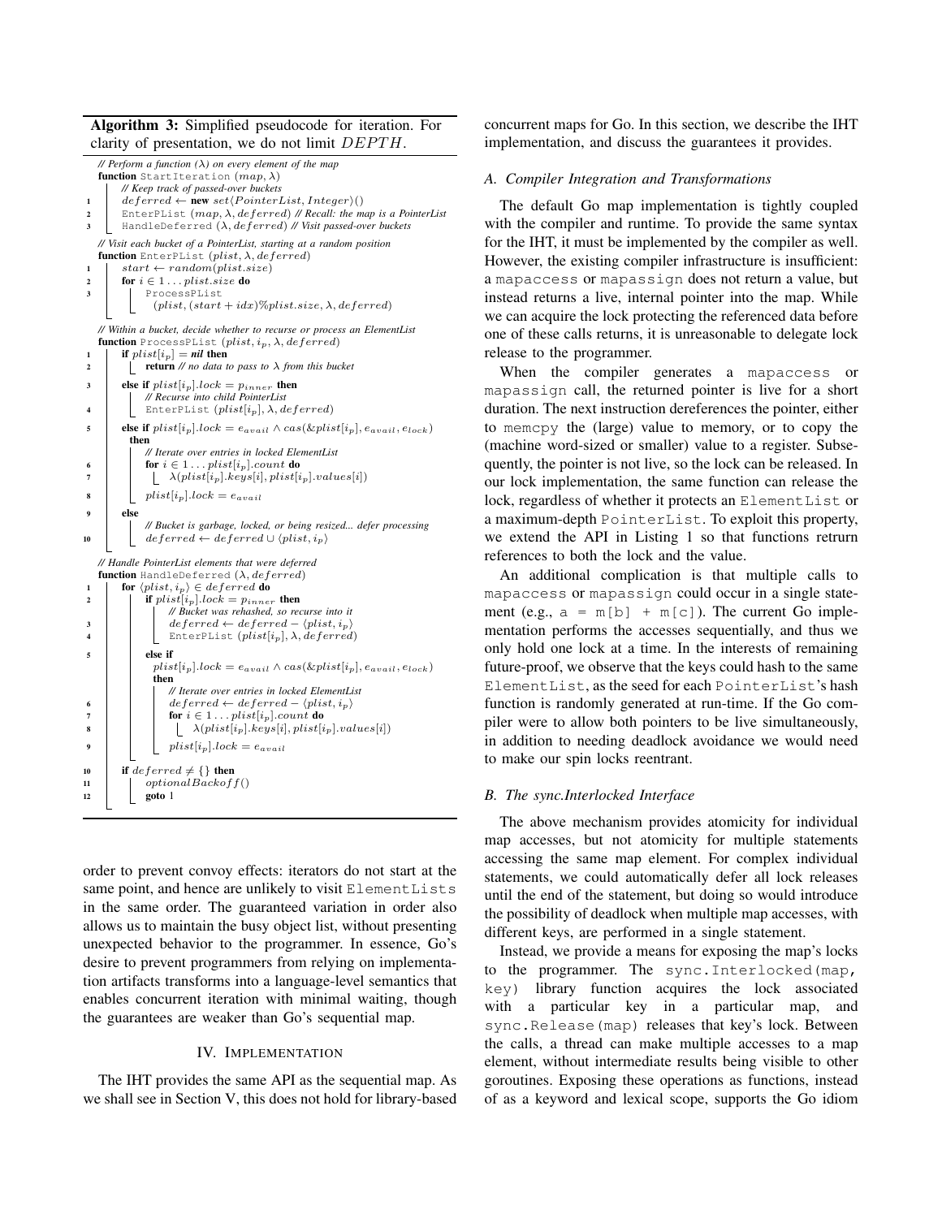**Algorithm 3:** Simplified pseudocode for iteration. For clarity of presentation, we do not limit $DEPTH$.

```
// Perform a function (λ) on every element of the map
function StartIteration (map, λ)
    // Keep track of passed-over buckets
1   deferred ← new set⟨PointerList, Integer⟩()
2   EnterPList (map, λ, deferred) // Recall: the map is a PointerList
3   HandleDeferred (λ, deferred) // Visit passed-over buckets

// Visit each bucket of a PointerList, starting at a random position
function EnterPList (plist, λ, deferred)
1   start ← random(plist.size)
2   for i ∈ 1 ... plist.size do
3       ProcessPList
          (plist, (start + idx)%plist.size, λ, deferred)

// Within a bucket, decide whether to recurse or process an ElementList
function ProcessPList (plist, i_p, λ, deferred)
1   if plist[i_p] = nil then
2       return // no data to pass to λ from this bucket
3   else if plist[i_p].lock = p_inner then
        // Recurse into child PointerList
4       EnterPList (plist[i_p], λ, deferred)
5   else if plist[i_p].lock = e_avail ∧ cas(&plist[i_p], e_avail, e_lock)
    then
        // Iterate over entries in locked ElementList
6       for i ∈ 1 ... plist[i_p].count do
7           λ(plist[i_p].keys[i], plist[i_p].values[i])
8       plist[i_p].lock = e_avail
9   else
        // Bucket is garbage, locked, or being resized... defer processing
10      deferred ← deferred ∪ ⟨plist, i_p⟩

// Handle PointerList elements that were deferred
function HandleDeferred (λ, deferred)
1   for ⟨plist, i_p⟩ ∈ deferred do
2       if plist[i_p].lock = p_inner then
            // Bucket was rehashed, so recurse into it
3           deferred ← deferred − ⟨plist, i_p⟩
4           EnterPList (plist[i_p], λ, deferred)
5       else if
          plist[i_p].lock = e_avail ∧ cas(&plist[i_p], e_avail, e_lock)
        then
            // Iterate over entries in locked ElementList
6           deferred ← deferred − ⟨plist, i_p⟩
7           for i ∈ 1 ... plist[i_p].count do
8               λ(plist[i_p].keys[i], plist[i_p].values[i])
9           plist[i_p].lock = e_avail
10  if deferred ≠ {} then
11      optionalBackoff()
12      goto 1
```

order to prevent convoy effects: iterators do not start at the same point, and hence are unlikely to visit ElementLists in the same order. The guaranteed variation in order also allows us to maintain the busy object list, without presenting unexpected behavior to the programmer. In essence, Go's desire to prevent programmers from relying on implementation artifacts transforms into a language-level semantics that enables concurrent iteration with minimal waiting, though the guarantees are weaker than Go's sequential map.

## IV. Implementation

The IHT provides the same API as the sequential map. As we shall see in Section V, this does not hold for library-based concurrent maps for Go. In this section, we describe the IHT implementation, and discuss the guarantees it provides.

### A. Compiler Integration and Transformations

The default Go map implementation is tightly coupled with the compiler and runtime. To provide the same syntax for the IHT, it must be implemented by the compiler as well. However, the existing compiler infrastructure is insufficient: a `mapaccess` or `mapassign` does not return a value, but instead returns a live, internal pointer into the map. While we can acquire the lock protecting the referenced data before one of these calls returns, it is unreasonable to delegate lock release to the programmer.

When the compiler generates a `mapaccess` or `mapassign` call, the returned pointer is live for a short duration. The next instruction dereferences the pointer, either to `memcpy` the (large) value to memory, or to copy the (machine word-sized or smaller) value to a register. Subsequently, the pointer is not live, so the lock can be released. In our lock implementation, the same function can release the lock, regardless of whether it protects an `ElementList` or a maximum-depth `PointerList`. To exploit this property, we extend the API in Listing 1 so that functions retrurn references to both the lock and the value.

An additional complication is that multiple calls to `mapaccess` or `mapassign` could occur in a single statement (e.g., `a = m[b] + m[c]`). The current Go implementation performs the accesses sequentially, and thus we only hold one lock at a time. In the interests of remaining future-proof, we observe that the keys could hash to the same `ElementList`, as the seed for each `PointerList`'s hash function is randomly generated at run-time. If the Go compiler were to allow both pointers to be live simultaneously, in addition to needing deadlock avoidance we would need to make our spin locks reentrant.

### B. The sync.Interlocked Interface

The above mechanism provides atomicity for individual map accesses, but not atomicity for multiple statements accessing the same map element. For complex individual statements, we could automatically defer all lock releases until the end of the statement, but doing so would introduce the possibility of deadlock when multiple map accesses, with different keys, are performed in a single statement.

Instead, we provide a means for exposing the map's locks to the programmer. The `sync.Interlocked(map, key)` library function acquires the lock associated with a particular key in a particular map, and `sync.Release(map)` releases that key's lock. Between the calls, a thread can make multiple accesses to a map element, without intermediate results being visible to other goroutines. Exposing these operations as functions, instead of as a keyword and lexical scope, supports the Go idiom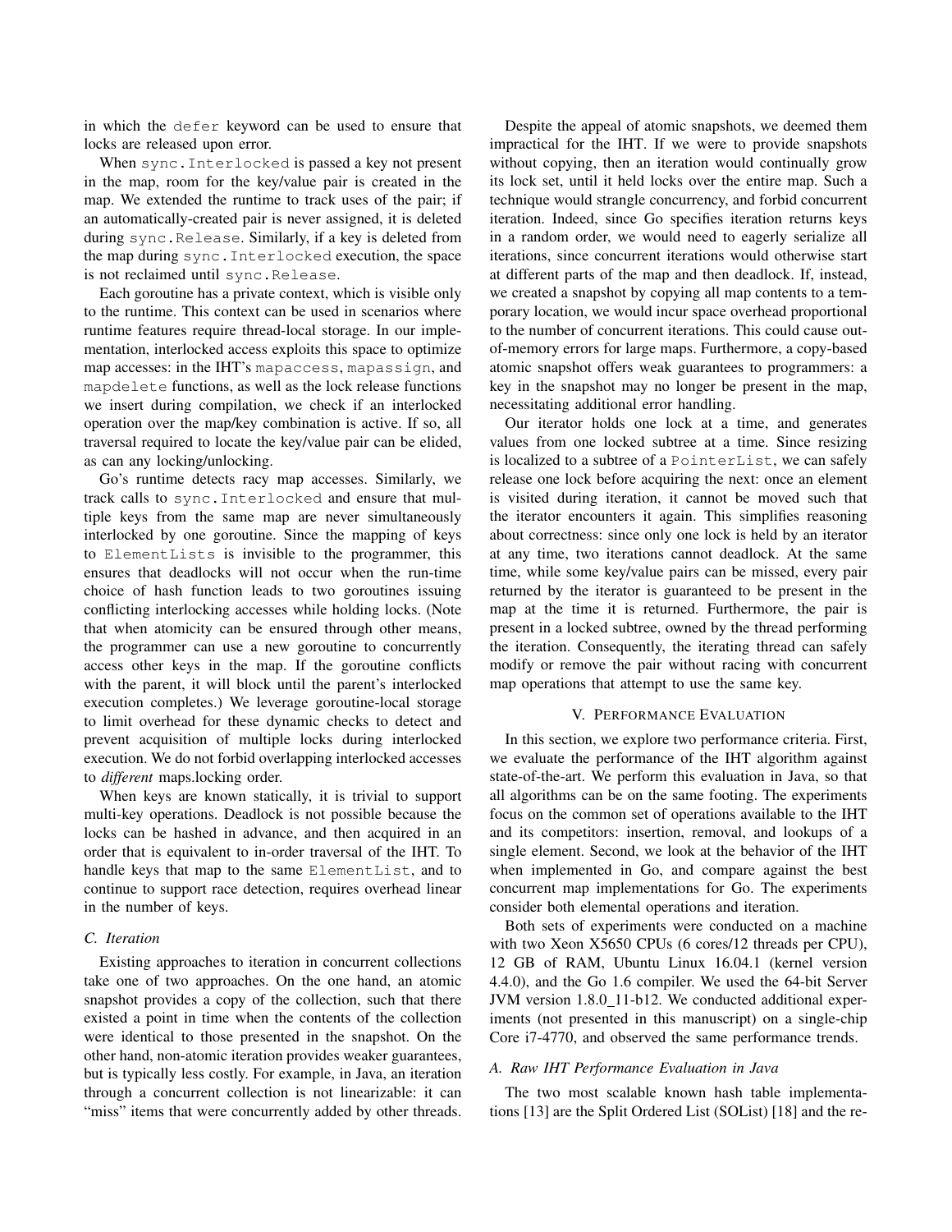in which the `defer` keyword can be used to ensure that locks are released upon error.

When `sync.Interlocked` is passed a key not present in the map, room for the key/value pair is created in the map. We extended the runtime to track uses of the pair; if an automatically-created pair is never assigned, it is deleted during `sync.Release`. Similarly, if a key is deleted from the map during `sync.Interlocked` execution, the space is not reclaimed until `sync.Release`.

Each goroutine has a private context, which is visible only to the runtime. This context can be used in scenarios where runtime features require thread-local storage. In our implementation, interlocked access exploits this space to optimize map accesses: in the IHT's `mapaccess`, `mapassign`, and `mapdelete` functions, as well as the lock release functions we insert during compilation, we check if an interlocked operation over the map/key combination is active. If so, all traversal required to locate the key/value pair can be elided, as can any locking/unlocking.

Go's runtime detects racy map accesses. Similarly, we track calls to `sync.Interlocked` and ensure that multiple keys from the same map are never simultaneously interlocked by one goroutine. Since the mapping of keys to `ElementLists` is invisible to the programmer, this ensures that deadlocks will not occur when the run-time choice of hash function leads to two goroutines issuing conflicting interlocking accesses while holding locks. (Note that when atomicity can be ensured through other means, the programmer can use a new goroutine to concurrently access other keys in the map. If the goroutine conflicts with the parent, it will block until the parent's interlocked execution completes.) We leverage goroutine-local storage to limit overhead for these dynamic checks to detect and prevent acquisition of multiple locks during interlocked execution. We do not forbid overlapping interlocked accesses to *different* maps.locking order.

When keys are known statically, it is trivial to support multi-key operations. Deadlock is not possible because the locks can be hashed in advance, and then acquired in an order that is equivalent to in-order traversal of the IHT. To handle keys that map to the same `ElementList`, and to continue to support race detection, requires overhead linear in the number of keys.

### *C. Iteration*

Existing approaches to iteration in concurrent collections take one of two approaches. On the one hand, an atomic snapshot provides a copy of the collection, such that there existed a point in time when the contents of the collection were identical to those presented in the snapshot. On the other hand, non-atomic iteration provides weaker guarantees, but is typically less costly. For example, in Java, an iteration through a concurrent collection is not linearizable: it can "miss" items that were concurrently added by other threads.

Despite the appeal of atomic snapshots, we deemed them impractical for the IHT. If we were to provide snapshots without copying, then an iteration would continually grow its lock set, until it held locks over the entire map. Such a technique would strangle concurrency, and forbid concurrent iteration. Indeed, since Go specifies iteration returns keys in a random order, we would need to eagerly serialize all iterations, since concurrent iterations would otherwise start at different parts of the map and then deadlock. If, instead, we created a snapshot by copying all map contents to a temporary location, we would incur space overhead proportional to the number of concurrent iterations. This could cause out-of-memory errors for large maps. Furthermore, a copy-based atomic snapshot offers weak guarantees to programmers: a key in the snapshot may no longer be present in the map, necessitating additional error handling.

Our iterator holds one lock at a time, and generates values from one locked subtree at a time. Since resizing is localized to a subtree of a `PointerList`, we can safely release one lock before acquiring the next: once an element is visited during iteration, it cannot be moved such that the iterator encounters it again. This simplifies reasoning about correctness: since only one lock is held by an iterator at any time, two iterations cannot deadlock. At the same time, while some key/value pairs can be missed, every pair returned by the iterator is guaranteed to be present in the map at the time it is returned. Furthermore, the pair is present in a locked subtree, owned by the thread performing the iteration. Consequently, the iterating thread can safely modify or remove the pair without racing with concurrent map operations that attempt to use the same key.

## V. Performance Evaluation

In this section, we explore two performance criteria. First, we evaluate the performance of the IHT algorithm against state-of-the-art. We perform this evaluation in Java, so that all algorithms can be on the same footing. The experiments focus on the common set of operations available to the IHT and its competitors: insertion, removal, and lookups of a single element. Second, we look at the behavior of the IHT when implemented in Go, and compare against the best concurrent map implementations for Go. The experiments consider both elemental operations and iteration.

Both sets of experiments were conducted on a machine with two Xeon X5650 CPUs (6 cores/12 threads per CPU), 12 GB of RAM, Ubuntu Linux 16.04.1 (kernel version 4.4.0), and the Go 1.6 compiler. We used the 64-bit Server JVM version 1.8.0_11-b12. We conducted additional experiments (not presented in this manuscript) on a single-chip Core i7-4770, and observed the same performance trends.

### *A. Raw IHT Performance Evaluation in Java*

The two most scalable known hash table implementations [13] are the Split Ordered List (SOList) [18] and the re-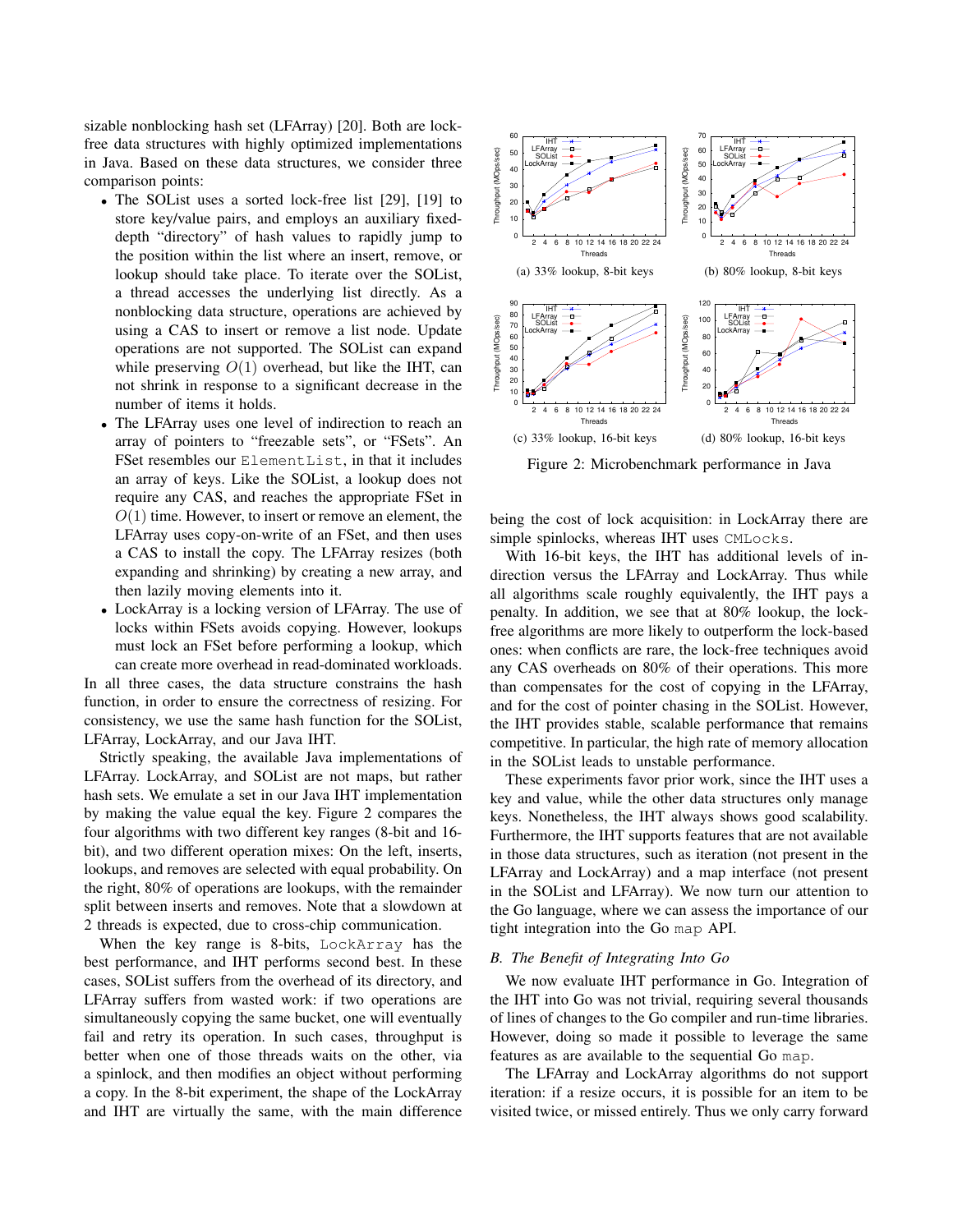sizable nonblocking hash set (LFArray) [20]. Both are lock-free data structures with highly optimized implementations in Java. Based on these data structures, we consider three comparison points:

- The SOList uses a sorted lock-free list [29], [19] to store key/value pairs, and employs an auxiliary fixed-depth "directory" of hash values to rapidly jump to the position within the list where an insert, remove, or lookup should take place. To iterate over the SOList, a thread accesses the underlying list directly. As a nonblocking data structure, operations are achieved by using a CAS to insert or remove a list node. Update operations are not supported. The SOList can expand while preserving $O(1)$ overhead, but like the IHT, can not shrink in response to a significant decrease in the number of items it holds.
- The LFArray uses one level of indirection to reach an array of pointers to "freezable sets", or "FSets". An FSet resembles our `ElementList`, in that it includes an array of keys. Like the SOList, a lookup does not require any CAS, and reaches the appropriate FSet in $O(1)$ time. However, to insert or remove an element, the LFArray uses copy-on-write of an FSet, and then uses a CAS to install the copy. The LFArray resizes (both expanding and shrinking) by creating a new array, and then lazily moving elements into it.
- LockArray is a locking version of LFArray. The use of locks within FSets avoids copying. However, lookups must lock an FSet before performing a lookup, which can create more overhead in read-dominated workloads.

In all three cases, the data structure constrains the hash function, in order to ensure the correctness of resizing. For consistency, we use the same hash function for the SOList, LFArray, LockArray, and our Java IHT.

Strictly speaking, the available Java implementations of LFArray. LockArray, and SOList are not maps, but rather hash sets. We emulate a set in our Java IHT implementation by making the value equal the key. Figure 2 compares the four algorithms with two different key ranges (8-bit and 16-bit), and two different operation mixes: On the left, inserts, lookups, and removes are selected with equal probability. On the right, 80% of operations are lookups, with the remainder split between inserts and removes. Note that a slowdown at 2 threads is expected, due to cross-chip communication.

When the key range is 8-bits, `LockArray` has the best performance, and IHT performs second best. In these cases, SOList suffers from the overhead of its directory, and LFArray suffers from wasted work: if two operations are simultaneously copying the same bucket, one will eventually fail and retry its operation. In such cases, throughput is better when one of those threads waits on the other, via a spinlock, and then modifies an object without performing a copy. In the 8-bit experiment, the shape of the LockArray and IHT are virtually the same, with the main difference being the cost of lock acquisition: in LockArray there are simple spinlocks, whereas IHT uses `CMLocks`.

(a) 33% lookup, 8-bit keys

(b) 80% lookup, 8-bit keys

(c) 33% lookup, 16-bit keys

(d) 80% lookup, 16-bit keys

Figure 2: Microbenchmark performance in Java

With 16-bit keys, the IHT has additional levels of indirection versus the LFArray and LockArray. Thus while all algorithms scale roughly equivalently, the IHT pays a penalty. In addition, we see that at 80% lookup, the lock-free algorithms are more likely to outperform the lock-based ones: when conflicts are rare, the lock-free techniques avoid any CAS overheads on 80% of their operations. This more than compensates for the cost of copying in the LFArray, and for the cost of pointer chasing in the SOList. However, the IHT provides stable, scalable performance that remains competitive. In particular, the high rate of memory allocation in the SOList leads to unstable performance.

These experiments favor prior work, since the IHT uses a key and value, while the other data structures only manage keys. Nonetheless, the IHT always shows good scalability. Furthermore, the IHT supports features that are not available in those data structures, such as iteration (not present in the LFArray and LockArray) and a map interface (not present in the SOList and LFArray). We now turn our attention to the Go language, where we can assess the importance of our tight integration into the Go `map` API.

### B. The Benefit of Integrating Into Go

We now evaluate IHT performance in Go. Integration of the IHT into Go was not trivial, requiring several thousands of lines of changes to the Go compiler and run-time libraries. However, doing so made it possible to leverage the same features as are available to the sequential Go `map`.

The LFArray and LockArray algorithms do not support iteration: if a resize occurs, it is possible for an item to be visited twice, or missed entirely. Thus we only carry forward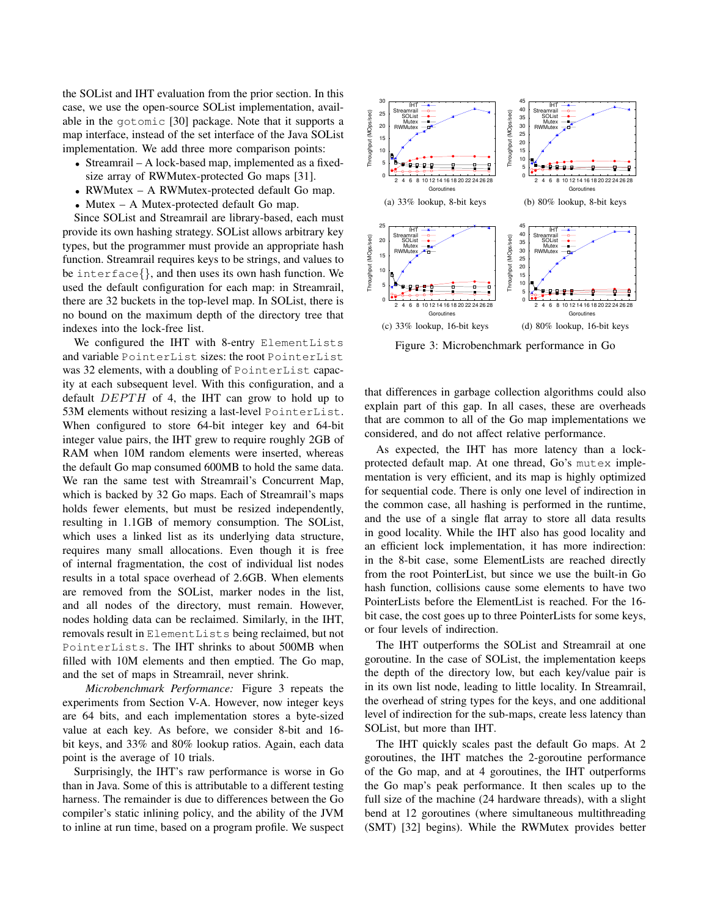the SOList and IHT evaluation from the prior section. In this case, we use the open-source SOList implementation, available in the `gotomic` [30] package. Note that it supports a map interface, instead of the set interface of the Java SOList implementation. We add three more comparison points:

- Streamrail – A lock-based map, implemented as a fixed-size array of RWMutex-protected Go maps [31].
- RWMutex – A RWMutex-protected default Go map.
- Mutex – A Mutex-protected default Go map.

Since SOList and Streamrail are library-based, each must provide its own hashing strategy. SOList allows arbitrary key types, but the programmer must provide an appropriate hash function. Streamrail requires keys to be strings, and values to be `interface{}`, and then uses its own hash function. We used the default configuration for each map: in Streamrail, there are 32 buckets in the top-level map. In SOList, there is no bound on the maximum depth of the directory tree that indexes into the lock-free list.

We configured the IHT with 8-entry `ElementLists` and variable `PointerList` sizes: the root `PointerList` was 32 elements, with a doubling of `PointerList` capacity at each subsequent level. With this configuration, and a default $DEPTH$ of 4, the IHT can grow to hold up to 53M elements without resizing a last-level `PointerList`. When configured to store 64-bit integer key and 64-bit integer value pairs, the IHT grew to require roughly 2GB of RAM when 10M random elements were inserted, whereas the default Go map consumed 600MB to hold the same data. We ran the same test with Streamrail's Concurrent Map, which is backed by 32 Go maps. Each of Streamrail's maps holds fewer elements, but must be resized independently, resulting in 1.1GB of memory consumption. The SOList, which uses a linked list as its underlying data structure, requires many small allocations. Even though it is free of internal fragmentation, the cost of individual list nodes results in a total space overhead of 2.6GB. When elements are removed from the SOList, marker nodes in the list, and all nodes of the directory, must remain. However, nodes holding data can be reclaimed. Similarly, in the IHT, removals result in `ElementLists` being reclaimed, but not `PointerLists`. The IHT shrinks to about 500MB when filled with 10M elements and then emptied. The Go map, and the set of maps in Streamrail, never shrink.

*Microbenchmark Performance:* Figure 3 repeats the experiments from Section V-A. However, now integer keys are 64 bits, and each implementation stores a byte-sized value at each key. As before, we consider 8-bit and 16-bit keys, and 33% and 80% lookup ratios. Again, each data point is the average of 10 trials.

Surprisingly, the IHT's raw performance is worse in Go than in Java. Some of this is attributable to a different testing harness. The remainder is due to differences between the Go compiler's static inlining policy, and the ability of the JVM to inline at run time, based on a program profile. We suspect that differences in garbage collection algorithms could also explain part of this gap. In all cases, these are overheads that are common to all of the Go map implementations we considered, and do not affect relative performance.

(a) 33% lookup, 8-bit keys

(b) 80% lookup, 8-bit keys

(c) 33% lookup, 16-bit keys

(d) 80% lookup, 16-bit keys

Figure 3: Microbenchmark performance in Go

As expected, the IHT has more latency than a lock-protected default map. At one thread, Go's `mutex` implementation is very efficient, and its map is highly optimized for sequential code. There is only one level of indirection in the common case, all hashing is performed in the runtime, and the use of a single flat array to store all data results in good locality. While the IHT also has good locality and an efficient lock implementation, it has more indirection: in the 8-bit case, some ElementLists are reached directly from the root PointerList, but since we use the built-in Go hash function, collisions cause some elements to have two PointerLists before the ElementList is reached. For the 16-bit case, the cost goes up to three PointerLists for some keys, or four levels of indirection.

The IHT outperforms the SOList and Streamrail at one goroutine. In the case of SOList, the implementation keeps the depth of the directory low, but each key/value pair is in its own list node, leading to little locality. In Streamrail, the overhead of string types for the keys, and one additional level of indirection for the sub-maps, create less latency than SOList, but more than IHT.

The IHT quickly scales past the default Go maps. At 2 goroutines, the IHT matches the 2-goroutine performance of the Go map, and at 4 goroutines, the IHT outperforms the Go map's peak performance. It then scales up to the full size of the machine (24 hardware threads), with a slight bend at 12 goroutines (where simultaneous multithreading (SMT) [32] begins). While the RWMutex provides better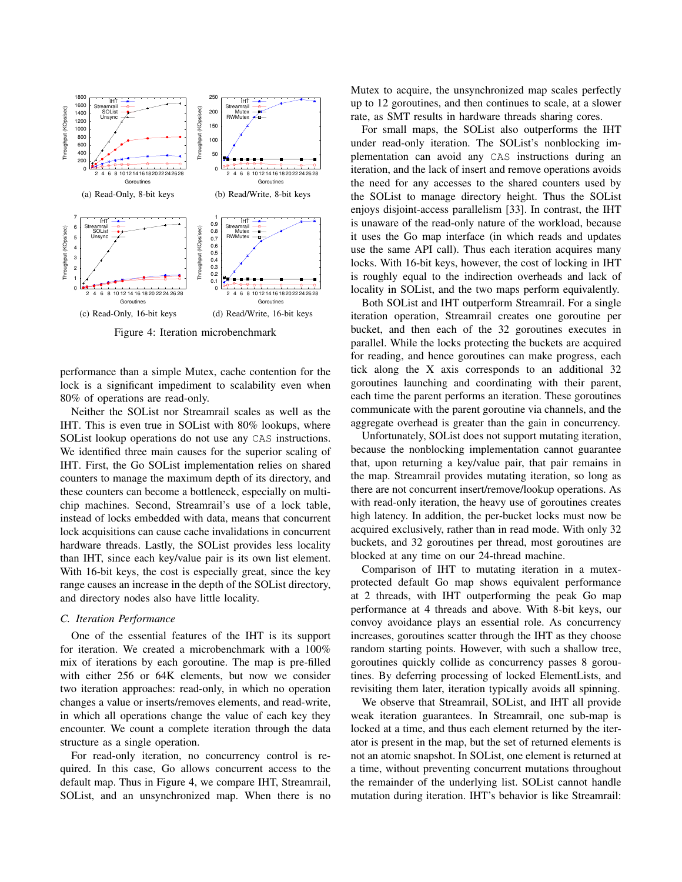(a) Read-Only, 8-bit keys

(b) Read/Write, 8-bit keys

(c) Read-Only, 16-bit keys

(d) Read/Write, 16-bit keys

Figure 4: Iteration microbenchmark

performance than a simple Mutex, cache contention for the lock is a significant impediment to scalability even when 80% of operations are read-only.

Neither the SOList nor Streamrail scales as well as the IHT. This is even true in SOList with 80% lookups, where SOList lookup operations do not use any CAS instructions. We identified three main causes for the superior scaling of IHT. First, the Go SOList implementation relies on shared counters to manage the maximum depth of its directory, and these counters can become a bottleneck, especially on multi-chip machines. Second, Streamrail's use of a lock table, instead of locks embedded with data, means that concurrent lock acquisitions can cause cache invalidations in concurrent hardware threads. Lastly, the SOList provides less locality than IHT, since each key/value pair is its own list element. With 16-bit keys, the cost is especially great, since the key range causes an increase in the depth of the SOList directory, and directory nodes also have little locality.

### C. Iteration Performance

One of the essential features of the IHT is its support for iteration. We created a microbenchmark with a 100% mix of iterations by each goroutine. The map is pre-filled with either 256 or 64K elements, but now we consider two iteration approaches: read-only, in which no operation changes a value or inserts/removes elements, and read-write, in which all operations change the value of each key they encounter. We count a complete iteration through the data structure as a single operation.

For read-only iteration, no concurrency control is required. In this case, Go allows concurrent access to the default map. Thus in Figure 4, we compare IHT, Streamrail, SOList, and an unsynchronized map. When there is no Mutex to acquire, the unsynchronized map scales perfectly up to 12 goroutines, and then continues to scale, at a slower rate, as SMT results in hardware threads sharing cores.

For small maps, the SOList also outperforms the IHT under read-only iteration. The SOList's nonblocking implementation can avoid any CAS instructions during an iteration, and the lack of insert and remove operations avoids the need for any accesses to the shared counters used by the SOList to manage directory height. Thus the SOList enjoys disjoint-access parallelism [33]. In contrast, the IHT is unaware of the read-only nature of the workload, because it uses the Go map interface (in which reads and updates use the same API call). Thus each iteration acquires many locks. With 16-bit keys, however, the cost of locking in IHT is roughly equal to the indirection overheads and lack of locality in SOList, and the two maps perform equivalently.

Both SOList and IHT outperform Streamrail. For a single iteration operation, Streamrail creates one goroutine per bucket, and then each of the 32 goroutines executes in parallel. While the locks protecting the buckets are acquired for reading, and hence goroutines can make progress, each tick along the X axis corresponds to an additional 32 goroutines launching and coordinating with their parent, each time the parent performs an iteration. These goroutines communicate with the parent goroutine via channels, and the aggregate overhead is greater than the gain in concurrency.

Unfortunately, SOList does not support mutating iteration, because the nonblocking implementation cannot guarantee that, upon returning a key/value pair, that pair remains in the map. Streamrail provides mutating iteration, so long as there are not concurrent insert/remove/lookup operations. As with read-only iteration, the heavy use of goroutines creates high latency. In addition, the per-bucket locks must now be acquired exclusively, rather than in read mode. With only 32 buckets, and 32 goroutines per thread, most goroutines are blocked at any time on our 24-thread machine.

Comparison of IHT to mutating iteration in a mutex-protected default Go map shows equivalent performance at 2 threads, with IHT outperforming the peak Go map performance at 4 threads and above. With 8-bit keys, our convoy avoidance plays an essential role. As concurrency increases, goroutines scatter through the IHT as they choose random starting points. However, with such a shallow tree, goroutines quickly collide as concurrency passes 8 goroutines. By deferring processing of locked ElementLists, and revisiting them later, iteration typically avoids all spinning.

We observe that Streamrail, SOList, and IHT all provide weak iteration guarantees. In Streamrail, one sub-map is locked at a time, and thus each element returned by the iterator is present in the map, but the set of returned elements is not an atomic snapshot. In SOList, one element is returned at a time, without preventing concurrent mutations throughout the remainder of the underlying list. SOList cannot handle mutation during iteration. IHT's behavior is like Streamrail: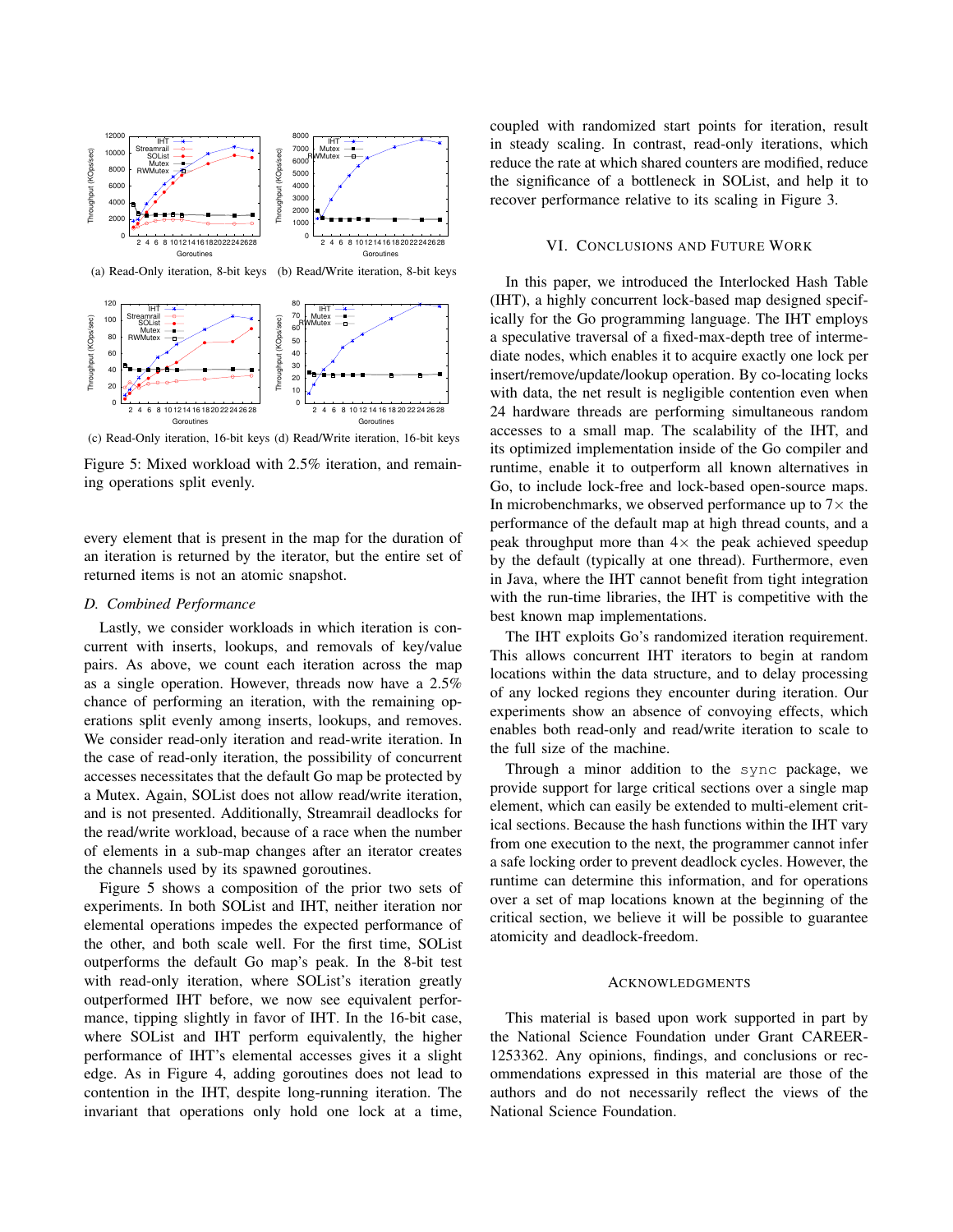(a) Read-Only iteration, 8-bit keys (b) Read/Write iteration, 8-bit keys

(c) Read-Only iteration, 16-bit keys (d) Read/Write iteration, 16-bit keys

Figure 5: Mixed workload with 2.5% iteration, and remaining operations split evenly.

every element that is present in the map for the duration of an iteration is returned by the iterator, but the entire set of returned items is not an atomic snapshot.

### D. Combined Performance

Lastly, we consider workloads in which iteration is concurrent with inserts, lookups, and removals of key/value pairs. As above, we count each iteration across the map as a single operation. However, threads now have a 2.5% chance of performing an iteration, with the remaining operations split evenly among inserts, lookups, and removes. We consider read-only iteration and read-write iteration. In the case of read-only iteration, the possibility of concurrent accesses necessitates that the default Go map be protected by a Mutex. Again, SOList does not allow read/write iteration, and is not presented. Additionally, Streamrail deadlocks for the read/write workload, because of a race when the number of elements in a sub-map changes after an iterator creates the channels used by its spawned goroutines.

Figure 5 shows a composition of the prior two sets of experiments. In both SOList and IHT, neither iteration nor elemental operations impedes the expected performance of the other, and both scale well. For the first time, SOList outperforms the default Go map's peak. In the 8-bit test with read-only iteration, where SOList's iteration greatly outperformed IHT before, we now see equivalent performance, tipping slightly in favor of IHT. In the 16-bit case, where SOList and IHT perform equivalently, the higher performance of IHT's elemental accesses gives it a slight edge. As in Figure 4, adding goroutines does not lead to contention in the IHT, despite long-running iteration. The invariant that operations only hold one lock at a time, coupled with randomized start points for iteration, result in steady scaling. In contrast, read-only iterations, which reduce the rate at which shared counters are modified, reduce the significance of a bottleneck in SOList, and help it to recover performance relative to its scaling in Figure 3.

## VI. Conclusions and Future Work

In this paper, we introduced the Interlocked Hash Table (IHT), a highly concurrent lock-based map designed specifically for the Go programming language. The IHT employs a speculative traversal of a fixed-max-depth tree of intermediate nodes, which enables it to acquire exactly one lock per insert/remove/update/lookup operation. By co-locating locks with data, the net result is negligible contention even when 24 hardware threads are performing simultaneous random accesses to a small map. The scalability of the IHT, and its optimized implementation inside of the Go compiler and runtime, enable it to outperform all known alternatives in Go, to include lock-free and lock-based open-source maps. In microbenchmarks, we observed performance up to 7× the performance of the default map at high thread counts, and a peak throughput more than 4× the peak achieved speedup by the default (typically at one thread). Furthermore, even in Java, where the IHT cannot benefit from tight integration with the run-time libraries, the IHT is competitive with the best known map implementations.

The IHT exploits Go's randomized iteration requirement. This allows concurrent IHT iterators to begin at random locations within the data structure, and to delay processing of any locked regions they encounter during iteration. Our experiments show an absence of convoying effects, which enables both read-only and read/write iteration to scale to the full size of the machine.

Through a minor addition to the `sync` package, we provide support for large critical sections over a single map element, which can easily be extended to multi-element critical sections. Because the hash functions within the IHT vary from one execution to the next, the programmer cannot infer a safe locking order to prevent deadlock cycles. However, the runtime can determine this information, and for operations over a set of map locations known at the beginning of the critical section, we believe it will be possible to guarantee atomicity and deadlock-freedom.

## Acknowledgments

This material is based upon work supported in part by the National Science Foundation under Grant CAREER-1253362. Any opinions, findings, and conclusions or recommendations expressed in this material are those of the authors and do not necessarily reflect the views of the National Science Foundation.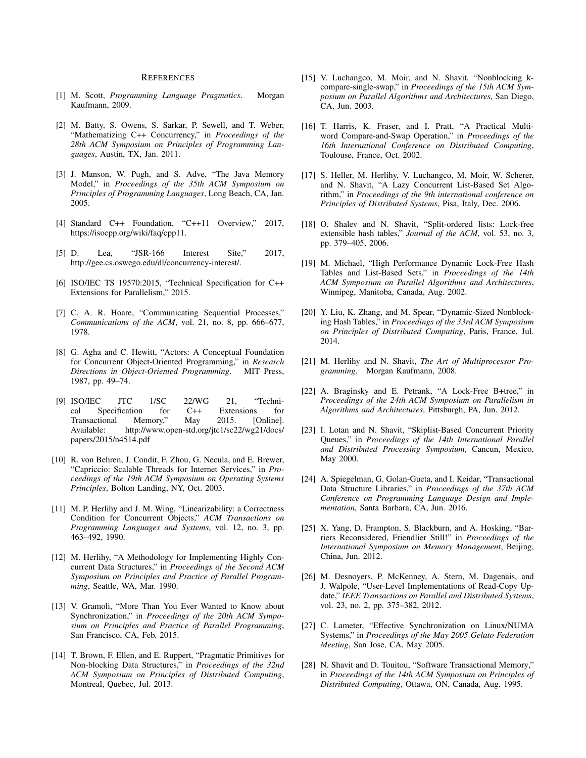## References

[1] M. Scott, *Programming Language Pragmatics*. Morgan Kaufmann, 2009.

[2] M. Batty, S. Owens, S. Sarkar, P. Sewell, and T. Weber, "Mathematizing C++ Concurrency," in *Proceedings of the 28th ACM Symposium on Principles of Programming Languages*, Austin, TX, Jan. 2011.

[3] J. Manson, W. Pugh, and S. Adve, "The Java Memory Model," in *Proceedings of the 35th ACM Symposium on Principles of Programming Languages*, Long Beach, CA, Jan. 2005.

[4] Standard C++ Foundation, "C++11 Overview," 2017, https://isocpp.org/wiki/faq/cpp11.

[5] D. Lea, "JSR-166 Interest Site," 2017, http://gee.cs.oswego.edu/dl/concurrency-interest/.

[6] ISO/IEC TS 19570:2015, "Technical Specification for C++ Extensions for Parallelism," 2015.

[7] C. A. R. Hoare, "Communicating Sequential Processes," *Communications of the ACM*, vol. 21, no. 8, pp. 666–677, 1978.

[8] G. Agha and C. Hewitt, "Actors: A Conceptual Foundation for Concurrent Object-Oriented Programming," in *Research Directions in Object-Oriented Programming*. MIT Press, 1987, pp. 49–74.

[9] ISO/IEC JTC 1/SC 22/WG 21, "Technical Specification for C++ Extensions for Transactional Memory," May 2015. [Online]. Available: http://www.open-std.org/jtc1/sc22/wg21/docs/papers/2015/n4514.pdf

[10] R. von Behren, J. Condit, F. Zhou, G. Necula, and E. Brewer, "Capriccio: Scalable Threads for Internet Services," in *Proceedings of the 19th ACM Symposium on Operating Systems Principles*, Bolton Landing, NY, Oct. 2003.

[11] M. P. Herlihy and J. M. Wing, "Linearizability: a Correctness Condition for Concurrent Objects," *ACM Transactions on Programming Languages and Systems*, vol. 12, no. 3, pp. 463–492, 1990.

[12] M. Herlihy, "A Methodology for Implementing Highly Concurrent Data Structures," in *Proceedings of the Second ACM Symposium on Principles and Practice of Parallel Programming*, Seattle, WA, Mar. 1990.

[13] V. Gramoli, "More Than You Ever Wanted to Know about Synchronization," in *Proceedings of the 20th ACM Symposium on Principles and Practice of Parallel Programming*, San Francisco, CA, Feb. 2015.

[14] T. Brown, F. Ellen, and E. Ruppert, "Pragmatic Primitives for Non-blocking Data Structures," in *Proceedings of the 32nd ACM Symposium on Principles of Distributed Computing*, Montreal, Quebec, Jul. 2013.

[15] V. Luchangco, M. Moir, and N. Shavit, "Nonblocking k-compare-single-swap," in *Proceedings of the 15th ACM Symposium on Parallel Algorithms and Architectures*, San Diego, CA, Jun. 2003.

[16] T. Harris, K. Fraser, and I. Pratt, "A Practical Multi-word Compare-and-Swap Operation," in *Proceedings of the 16th International Conference on Distributed Computing*, Toulouse, France, Oct. 2002.

[17] S. Heller, M. Herlihy, V. Luchangco, M. Moir, W. Scherer, and N. Shavit, "A Lazy Concurrent List-Based Set Algorithm," in *Proceedings of the 9th international conference on Principles of Distributed Systems*, Pisa, Italy, Dec. 2006.

[18] O. Shalev and N. Shavit, "Split-ordered lists: Lock-free extensible hash tables," *Journal of the ACM*, vol. 53, no. 3, pp. 379–405, 2006.

[19] M. Michael, "High Performance Dynamic Lock-Free Hash Tables and List-Based Sets," in *Proceedings of the 14th ACM Symposium on Parallel Algorithms and Architectures*, Winnipeg, Manitoba, Canada, Aug. 2002.

[20] Y. Liu, K. Zhang, and M. Spear, "Dynamic-Sized Nonblocking Hash Tables," in *Proceedings of the 33rd ACM Symposium on Principles of Distributed Computing*, Paris, France, Jul. 2014.

[21] M. Herlihy and N. Shavit, *The Art of Multiprocessor Programming*. Morgan Kaufmann, 2008.

[22] A. Braginsky and E. Petrank, "A Lock-Free B+tree," in *Proceedings of the 24th ACM Symposium on Parallelism in Algorithms and Architectures*, Pittsburgh, PA, Jun. 2012.

[23] I. Lotan and N. Shavit, "Skiplist-Based Concurrent Priority Queues," in *Proceedings of the 14th International Parallel and Distributed Processing Symposium*, Cancun, Mexico, May 2000.

[24] A. Spiegelman, G. Golan-Gueta, and I. Keidar, "Transactional Data Structure Libraries," in *Proceedings of the 37th ACM Conference on Programming Language Design and Implementation*, Santa Barbara, CA, Jun. 2016.

[25] X. Yang, D. Frampton, S. Blackburn, and A. Hosking, "Barriers Reconsidered, Friendlier Still!" in *Proceedings of the International Symposium on Memory Management*, Beijing, China, Jun. 2012.

[26] M. Desnoyers, P. McKenney, A. Stern, M. Dagenais, and J. Walpole, "User-Level Implementations of Read-Copy Update," *IEEE Transactions on Parallel and Distributed Systems*, vol. 23, no. 2, pp. 375–382, 2012.

[27] C. Lameter, "Effective Synchronization on Linux/NUMA Systems," in *Proceedings of the May 2005 Gelato Federation Meeting*, San Jose, CA, May 2005.

[28] N. Shavit and D. Touitou, "Software Transactional Memory," in *Proceedings of the 14th ACM Symposium on Principles of Distributed Computing*, Ottawa, ON, Canada, Aug. 1995.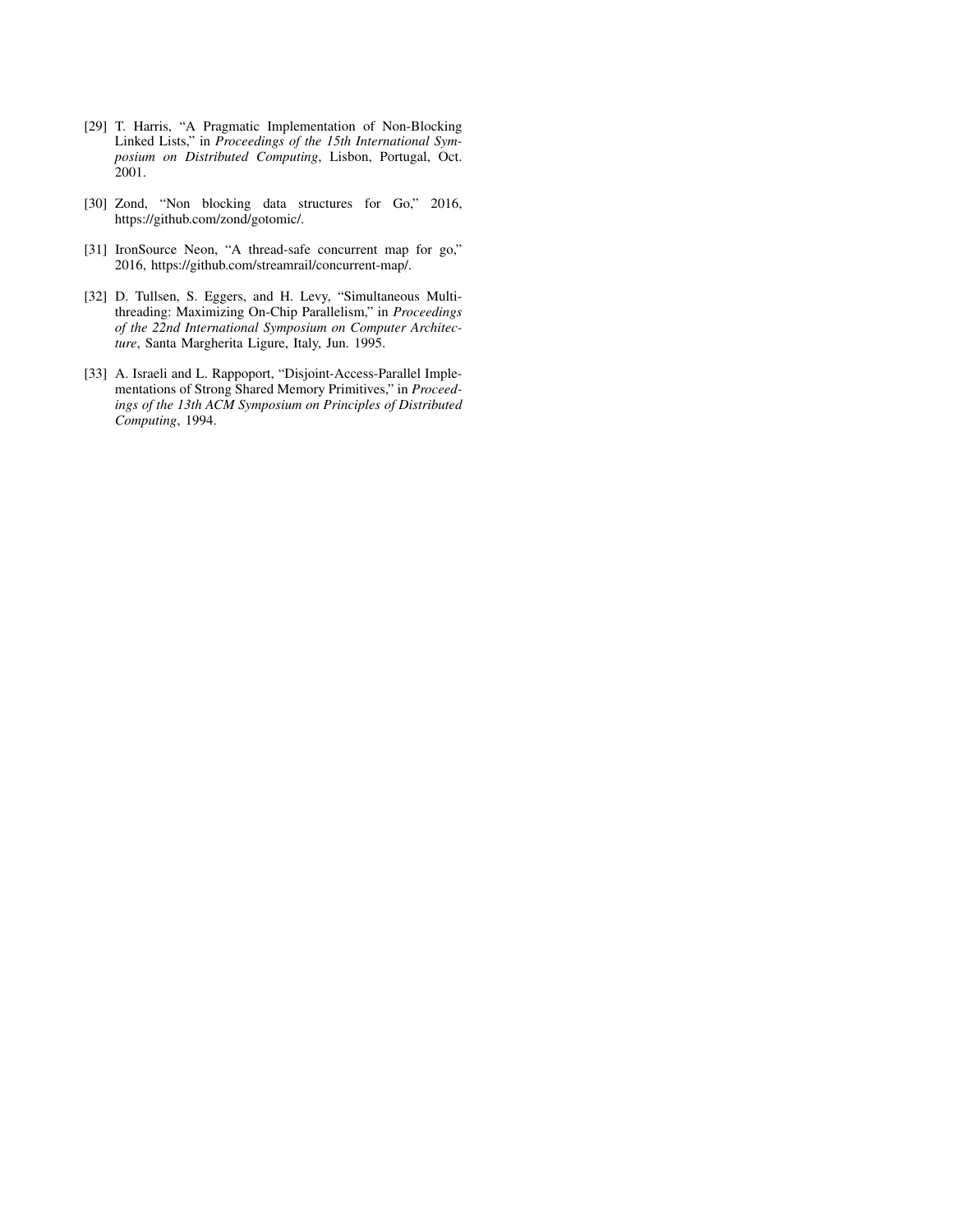[29] T. Harris, "A Pragmatic Implementation of Non-Blocking Linked Lists," in *Proceedings of the 15th International Symposium on Distributed Computing*, Lisbon, Portugal, Oct. 2001.

[30] Zond, "Non blocking data structures for Go," 2016, https://github.com/zond/gotomic/.

[31] IronSource Neon, "A thread-safe concurrent map for go," 2016, https://github.com/streamrail/concurrent-map/.

[32] D. Tullsen, S. Eggers, and H. Levy, "Simultaneous Multithreading: Maximizing On-Chip Parallelism," in *Proceedings of the 22nd International Symposium on Computer Architecture*, Santa Margherita Ligure, Italy, Jun. 1995.

[33] A. Israeli and L. Rappoport, "Disjoint-Access-Parallel Implementations of Strong Shared Memory Primitives," in *Proceedings of the 13th ACM Symposium on Principles of Distributed Computing*, 1994.